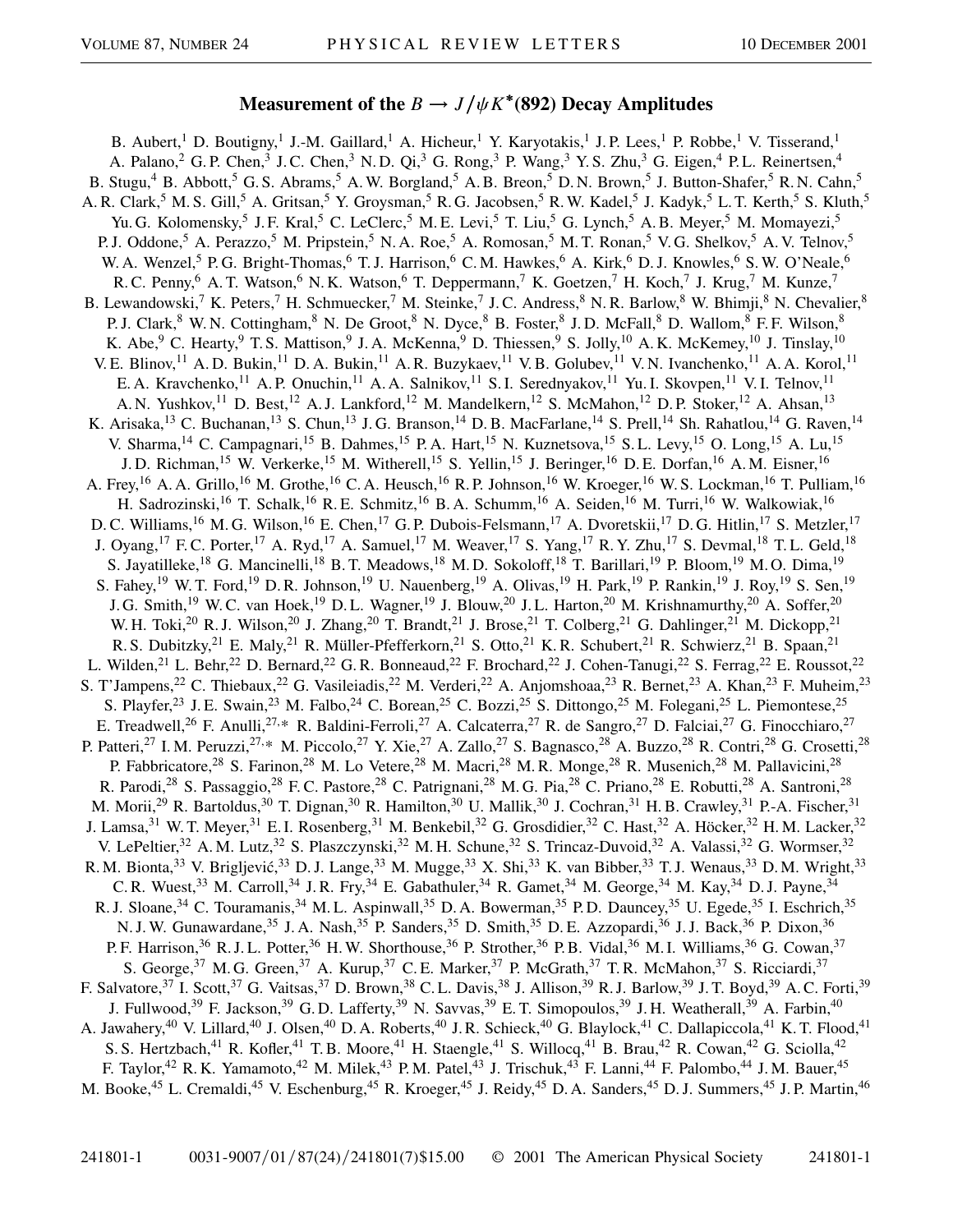# Measurement of the $B \to J/\psi K^*(892)$ Decay Amplitudes

B. Aubert,[1] D. Boutigny,[1] J.-M. Gaillard,[1] A. Hicheur,[1] Y. Karyotakis,[1] J. P. Lees,[1] P. Robbe,[1] V. Tisserand,[1] A. Palano,[2] G. P. Chen,[3] J. C. Chen,[3] N. D. Qi,[3] G. Rong,[3] P. Wang,[3] Y. S. Zhu,[3] G. Eigen,[4] P. L. Reinertsen,[4] B. Stugu,[4] B. Abbott,[5] G. S. Abrams,[5] A. W. Borgland,[5] A. B. Breon,[5] D. N. Brown,[5] J. Button-Shafer,[5] R. N. Cahn,[5] A. R. Clark,[5] M. S. Gill,[5] A. Gritsan,[5] Y. Groysman,[5] R. G. Jacobsen,[5] R. W. Kadel,[5] J. Kadyk,[5] L. T. Kerth,[5] S. Kluth,[5] Yu. G. Kolomensky,[5] J. F. Kral,[5] C. LeClerc,[5] M. E. Levi,[5] T. Liu,[5] G. Lynch,[5] A. B. Meyer,[5] M. Momayezi,[5] P. J. Oddone,[5] A. Perazzo,[5] M. Pripstein,[5] N. A. Roe,[5] A. Romosan,[5] M. T. Ronan,[5] V. G. Shelkov,[5] A. V. Telnov,[5] W. A. Wenzel,[5] P. G. Bright-Thomas,[6] T. J. Harrison,[6] C. M. Hawkes,[6] A. Kirk,[6] D. J. Knowles,[6] S. W. O'Neale,[6] R. C. Penny,[6] A. T. Watson,[6] N. K. Watson,[6] T. Deppermann,[7] K. Goetzen,[7] H. Koch,[7] J. Krug,[7] M. Kunze,[7] B. Lewandowski,[7] K. Peters,[7] H. Schmuecker,[7] M. Steinke,[7] J. C. Andress,[8] N. R. Barlow,[8] W. Bhimji,[8] N. Chevalier,[8] P. J. Clark,[8] W. N. Cottingham,[8] N. De Groot,[8] N. Dyce,[8] B. Foster,[8] J. D. McFall,[8] D. Wallom,[8] F. F. Wilson,[8] K. Abe,[9] C. Hearty,[9] T. S. Mattison,[9] J. A. McKenna,[9] D. Thiessen,[9] S. Jolly,[10] A. K. McKemey,[10] J. Tinslay,[10] V. E. Blinov,[11] A. D. Bukin,[11] D. A. Bukin,[11] A. R. Buzykaev,[11] V. B. Golubev,[11] V. N. Ivanchenko,[11] A. A. Korol,[11] E. A. Kravchenko,[11] A. P. Onuchin,[11] A. A. Salnikov,[11] S. I. Serednyakov,[11] Yu. I. Skovpen,[11] V. I. Telnov,[11] A. N. Yushkov,[11] D. Best,[12] A. J. Lankford,[12] M. Mandelkern,[12] S. McMahon,[12] D. P. Stoker,[12] A. Ahsan,[13] K. Arisaka,[13] C. Buchanan,[13] S. Chun,[13] J. G. Branson,[14] D. B. MacFarlane,[14] S. Prell,[14] Sh. Rahatlou,[14] G. Raven,[14] V. Sharma,[14] C. Campagnari,[15] B. Dahmes,[15] P. A. Hart,[15] N. Kuznetsova,[15] S. L. Levy,[15] O. Long,[15] A. Lu,[15] J. D. Richman,[15] W. Verkerke,[15] M. Witherell,[15] S. Yellin,[15] J. Beringer,[16] D. E. Dorfan,[16] A. M. Eisner,[16] A. Frey,[16] A. A. Grillo,[16] M. Grothe,[16] C. A. Heusch,[16] R. P. Johnson,[16] W. Kroeger,[16] W. S. Lockman,[16] T. Pulliam,[16] H. Sadrozinski,[16] T. Schalk,[16] R. E. Schmitz,[16] B. A. Schumm,[16] A. Seiden,[16] M. Turri,[16] W. Walkowiak,[16] D. C. Williams,[16] M. G. Wilson,[16] E. Chen,[17] G. P. Dubois-Felsmann,[17] A. Dvoretskii,[17] D. G. Hitlin,[17] S. Metzler,[17] J. Oyang,[17] F. C. Porter,[17] A. Ryd,[17] A. Samuel,[17] M. Weaver,[17] S. Yang,[17] R. Y. Zhu,[17] S. Devmal,[18] T. L. Geld,[18] S. Jayatilleke,[18] G. Mancinelli,[18] B. T. Meadows,[18] M. D. Sokoloff,[18] T. Barillari,[19] P. Bloom,[19] M. O. Dima,[19] S. Fahey,[19] W. T. Ford,[19] D. R. Johnson,[19] U. Nauenberg,[19] A. Olivas,[19] H. Park,[19] P. Rankin,[19] J. Roy,[19] S. Sen,[19] J. G. Smith,[19] W. C. van Hoek,[19] D. L. Wagner,[19] J. Blouw,[20] J. L. Harton,[20] M. Krishnamurthy,[20] A. Soffer,[20] W. H. Toki,[20] R. J. Wilson,[20] J. Zhang,[20] T. Brandt,[21] J. Brose,[21] T. Colberg,[21] G. Dahlinger,[21] M. Dickopp,[21] R. S. Dubitzky,[21] E. Maly,[21] R. Müller-Pfefferkorn,[21] S. Otto,[21] K. R. Schubert,[21] R. Schwierz,[21] B. Spaan,[21] L. Wilden,[21] L. Behr,[22] D. Bernard,[22] G. R. Bonneaud,[22] F. Brochard,[22] J. Cohen-Tanugi,[22] S. Ferrag,[22] E. Roussot,[22] S. T'Jampens,[22] C. Thiebaux,[22] G. Vasileiadis,[22] M. Verderi,[22] A. Anjomshoaa,[23] R. Bernet,[23] A. Khan,[23] F. Muheim,[23] S. Playfer,[23] J. E. Swain,[23] M. Falbo,[24] C. Borean,[25] C. Bozzi,[25] S. Dittongo,[25] M. Folegani,[25] L. Piemontese,[25] E. Treadwell,[26] F. Anulli,[27,*] R. Baldini-Ferroli,[27] A. Calcaterra,[27] R. de Sangro,[27] D. Falciai,[27] G. Finocchiaro,[27] P. Patteri,[27] I. M. Peruzzi,[27,*] M. Piccolo,[27] Y. Xie,[27] A. Zallo,[27] S. Bagnasco,[28] A. Buzzo,[28] R. Contri,[28] G. Crosetti,[28] P. Fabbricatore,[28] S. Farinon,[28] M. Lo Vetere,[28] M. Macri,[28] M. R. Monge,[28] R. Musenich,[28] M. Pallavicini,[28] R. Parodi,[28] S. Passaggio,[28] F. C. Pastore,[28] C. Patrignani,[28] M. G. Pia,[28] C. Priano,[28] E. Robutti,[28] A. Santroni,[28] M. Morii,[29] R. Bartoldus,[30] T. Dignan,[30] R. Hamilton,[30] U. Mallik,[30] J. Cochran,[31] H. B. Crawley,[31] P.-A. Fischer,[31] J. Lamsa,[31] W. T. Meyer,[31] E. I. Rosenberg,[31] M. Benkebil,[32] G. Grosdidier,[32] C. Hast,[32] A. Höcker,[32] H. M. Lacker,[32] V. LePeltier,[32] A. M. Lutz,[32] S. Plaszczynski,[32] M. H. Schune,[32] S. Trincaz-Duvoid,[32] A. Valassi,[32] G. Wormser,[32] R. M. Bionta,[33] V. Brigljević,[33] D. J. Lange,[33] M. Mugge,[33] X. Shi,[33] K. van Bibber,[33] T. J. Wenaus,[33] D. M. Wright,[33] C. R. Wuest,[33] M. Carroll,[34] J. R. Fry,[34] E. Gabathuler,[34] R. Gamet,[34] M. George,[34] M. Kay,[34] D. J. Payne,[34] R. J. Sloane,[34] C. Touramanis,[34] M. L. Aspinwall,[35] D. A. Bowerman,[35] P. D. Dauncey,[35] U. Egede,[35] I. Eschrich,[35] N. J. W. Gunawardane,[35] J. A. Nash,[35] P. Sanders,[35] D. Smith,[35] D. E. Azzopardi,[36] J. J. Back,[36] P. Dixon,[36] P. F. Harrison,[36] R. J. L. Potter,[36] H. W. Shorthouse,[36] P. Strother,[36] P. B. Vidal,[36] M. I. Williams,[36] G. Cowan,[37] S. George,[37] M. G. Green,[37] A. Kurup,[37] C. E. Marker,[37] P. McGrath,[37] T. R. McMahon,[37] S. Ricciardi,[37] F. Salvatore,[37] I. Scott,[37] G. Vaitsas,[37] D. Brown,[38] C. L. Davis,[38] J. Allison,[39] R. J. Barlow,[39] J. T. Boyd,[39] A. C. Forti,[39] J. Fullwood,[39] F. Jackson,[39] G. D. Lafferty,[39] N. Savvas,[39] E. T. Simopoulos,[39] J. H. Weatherall,[39] A. Farbin,[40] A. Jawahery,[40] V. Lillard,[40] J. Olsen,[40] D. A. Roberts,[40] J. R. Schieck,[40] G. Blaylock,[41] C. Dallapiccola,[41] K. T. Flood,[41] S. S. Hertzbach,[41] R. Kofler,[41] T. B. Moore,[41] H. Staengle,[41] S. Willocq,[41] B. Brau,[42] R. Cowan,[42] G. Sciolla,[42] F. Taylor,[42] R. K. Yamamoto,[42] M. Milek,[43] P. M. Patel,[43] J. Trischuk,[43] F. Lanni,[44] F. Palombo,[44] J. M. Bauer,[45] M. Booke,[45] L. Cremaldi,[45] V. Eschenburg,[45] R. Kroeger,[45] J. Reidy,[45] D. A. Sanders,[45] D. J. Summers,[45] J. P. Martin,[46]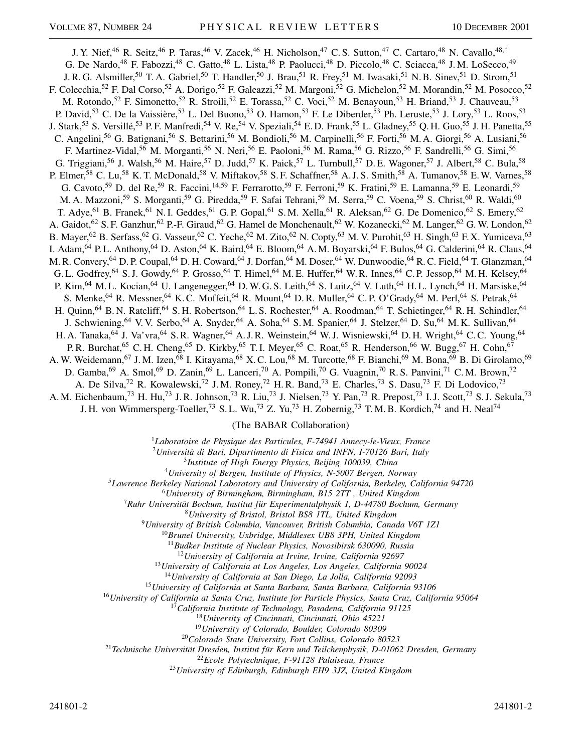J. Y. Nief,[46] R. Seitz,[46] P. Taras,[46] V. Zacek,[46] H. Nicholson,[47] C. S. Sutton,[47] C. Cartaro,[48] N. Cavallo,[48,†] G. De Nardo,[48] F. Fabozzi,[48] C. Gatto,[48] L. Lista,[48] P. Paolucci,[48] D. Piccolo,[48] C. Sciacca,[48] J. M. LoSecco,[49] J. R. G. Alsmiller,[50] T. A. Gabriel,[50] T. Handler,[50] J. Brau,[51] R. Frey,[51] M. Iwasaki,[51] N. B. Sinev,[51] D. Strom,[51] F. Colecchia,[52] F. Dal Corso,[52] A. Dorigo,[52] F. Galeazzi,[52] M. Margoni,[52] G. Michelon,[52] M. Morandin,[52] M. Posocco,[52] M. Rotondo,[52] F. Simonetto,[52] R. Stroili,[52] E. Torassa,[52] C. Voci,[52] M. Benayoun,[53] H. Briand,[53] J. Chauveau,[53] P. David,[53] C. De la Vaissière,[53] L. Del Buono,[53] O. Hamon,[53] F. Le Diberder,[53] Ph. Leruste,[53] J. Lory,[53] L. Roos,[53] J. Stark,[53] S. Versillé,[53] P. F. Manfredi,[54] V. Re,[54] V. Speziali,[54] E. D. Frank,[55] L. Gladney,[55] Q. H. Guo,[55] J. H. Panetta,[55] C. Angelini,[56] G. Batignani,[56] S. Bettarini,[56] M. Bondioli,[56] M. Carpinelli,[56] F. Forti,[56] M. A. Giorgi,[56] A. Lusiani,[56] F. Martinez-Vidal,[56] M. Morganti,[56] N. Neri,[56] E. Paoloni,[56] M. Rama,[56] G. Rizzo,[56] F. Sandrelli,[56] G. Simi,[56] G. Triggiani,[56] J. Walsh,[56] M. Haire,[57] D. Judd,[57] K. Paick,[57] L. Turnbull,[57] D. E. Wagoner,[57] J. Albert,[58] C. Bula,[58] P. Elmer,[58] C. Lu,[58] K. T. McDonald,[58] V. Miftakov,[58] S. F. Schaffner,[58] A. J. S. Smith,[58] A. Tumanov,[58] E. W. Varnes,[58] G. Cavoto,[59] D. del Re,[59] R. Faccini,[14,59] F. Ferrarotto,[59] F. Ferroni,[59] K. Fratini,[59] E. Lamanna,[59] E. Leonardi,[59] M. A. Mazzoni,[59] S. Morganti,[59] G. Piredda,[59] F. Safai Tehrani,[59] M. Serra,[59] C. Voena,[59] S. Christ,[60] R. Waldi,[60] T. Adye,[61] B. Franek,[61] N. I. Geddes,[61] G. P. Gopal,[61] S. M. Xella,[61] R. Aleksan,[62] G. De Domenico,[62] S. Emery,[62] A. Gaidot,[62] S. F. Ganzhur,[62] P.-F. Giraud,[62] G. Hamel de Monchenault,[62] W. Kozanecki,[62] M. Langer,[62] G. W. London,[62] B. Mayer,[62] B. Serfass,[62] G. Vasseur,[62] C. Yeche,[62] M. Zito,[62] N. Copty,[63] M. V. Purohit,[63] H. Singh,[63] F. X. Yumiceva,[63] I. Adam,[64] P. L. Anthony,[64] D. Aston,[64] K. Baird,[64] E. Bloom,[64] A. M. Boyarski,[64] F. Bulos,[64] G. Calderini,[64] R. Claus,[64] M. R. Convery,[64] D. P. Coupal,[64] D. H. Coward,[64] J. Dorfan,[64] M. Doser,[64] W. Dunwoodie,[64] R. C. Field,[64] T. Glanzman,[64] G. L. Godfrey,[64] S. J. Gowdy,[64] P. Grosso,[64] T. Himel,[64] M. E. Huffer,[64] W. R. Innes,[64] C. P. Jessop,[64] M. H. Kelsey,[64] P. Kim,[64] M. L. Kocian,[64] U. Langenegger,[64] D. W. G. S. Leith,[64] S. Luitz,[64] V. Luth,[64] H. L. Lynch,[64] H. Marsiske,[64] S. Menke,[64] R. Messner,[64] K. C. Moffeit,[64] R. Mount,[64] D. R. Muller,[64] C. P. O'Grady,[64] M. Perl,[64] S. Petrak,[64] H. Quinn,[64] B. N. Ratcliff,[64] S. H. Robertson,[64] L. S. Rochester,[64] A. Roodman,[64] T. Schietinger,[64] R. H. Schindler,[64] J. Schwiening,[64] V. V. Serbo,[64] A. Snyder,[64] A. Soha,[64] S. M. Spanier,[64] J. Stelzer,[64] D. Su,[64] M. K. Sullivan,[64] H. A. Tanaka,[64] J. Va'vra,[64] S. R. Wagner,[64] A. J. R. Weinstein,[64] W. J. Wisniewski,[64] D. H. Wright,[64] C. C. Young,[64] P. R. Burchat,[65] C. H. Cheng,[65] D. Kirkby,[65] T. I. Meyer,[65] C. Roat,[65] R. Henderson,[66] W. Bugg,[67] H. Cohn,[67] A. W. Weidemann,[67] J. M. Izen,[68] I. Kitayama,[68] X. C. Lou,[68] M. Turcotte,[68] F. Bianchi,[69] M. Bona,[69] B. Di Girolamo,[69] D. Gamba,[69] A. Smol,[69] D. Zanin,[69] L. Lanceri,[70] A. Pompili,[70] G. Vuagnin,[70] R. S. Panvini,[71] C. M. Brown,[72] A. De Silva,[72] R. Kowalewski,[72] J. M. Roney,[72] H. R. Band,[73] E. Charles,[73] S. Dasu,[73] F. Di Lodovico,[73] A. M. Eichenbaum,[73] H. Hu,[73] J. R. Johnson,[73] R. Liu,[73] J. Nielsen,[73] Y. Pan,[73] R. Prepost,[73] I. J. Scott,[73] S. J. Sekula,[73] J. H. von Wimmersperg-Toeller,[73] S. L. Wu,[73] Z. Yu,[73] H. Zobernig,[73] T. M. B. Kordich,[74] and H. Neal[74]

(The BABAR Collaboration)

[1]*Laboratoire de Physique des Particules, F-74941 Annecy-le-Vieux, France*
[2]*Università di Bari, Dipartimento di Fisica and INFN, I-70126 Bari, Italy*
[3]*Institute of High Energy Physics, Beijing 100039, China*
[4]*University of Bergen, Institute of Physics, N-5007 Bergen, Norway*
[5]*Lawrence Berkeley National Laboratory and University of California, Berkeley, California 94720*
[6]*University of Birmingham, Birmingham, B15 2TT , United Kingdom*
[7]*Ruhr Universität Bochum, Institut für Experimentalphysik 1, D-44780 Bochum, Germany*
[8]*University of Bristol, Bristol BS8 1TL, United Kingdom*
[9]*University of British Columbia, Vancouver, British Columbia, Canada V6T 1Z1*
[10]*Brunel University, Uxbridge, Middlesex UB8 3PH, United Kingdom*
[11]*Budker Institute of Nuclear Physics, Novosibirsk 630090, Russia*
[12]*University of California at Irvine, Irvine, California 92697*
[13]*University of California at Los Angeles, Los Angeles, California 90024*
[14]*University of California at San Diego, La Jolla, California 92093*
[15]*University of California at Santa Barbara, Santa Barbara, California 93106*
[16]*University of California at Santa Cruz, Institute for Particle Physics, Santa Cruz, California 95064*
[17]*California Institute of Technology, Pasadena, California 91125*
[18]*University of Cincinnati, Cincinnati, Ohio 45221*
[19]*University of Colorado, Boulder, Colorado 80309*
[20]*Colorado State University, Fort Collins, Colorado 80523*
[21]*Technische Universität Dresden, Institut für Kern und Teilchenphysik, D-01062 Dresden, Germany*
[22]*Ecole Polytechnique, F-91128 Palaiseau, France*
[23]*University of Edinburgh, Edinburgh EH9 3JZ, United Kingdom*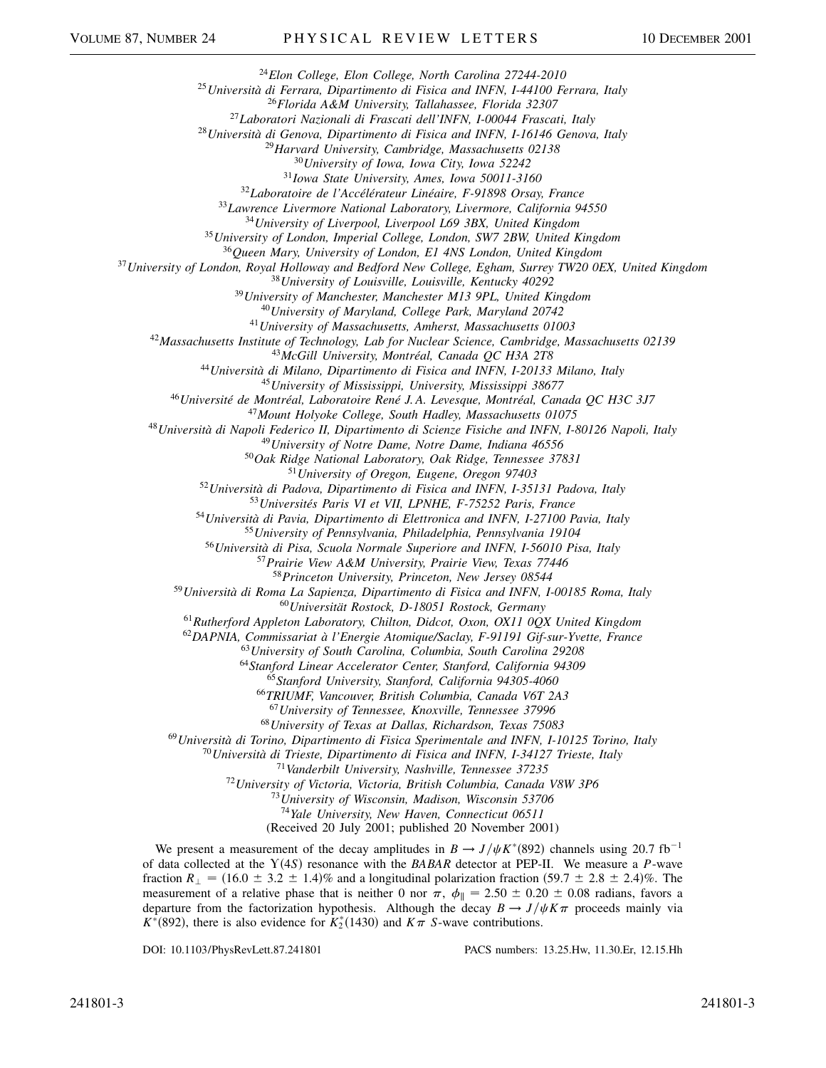[24]*Elon College, Elon College, North Carolina 27244-2010*
[25]*Università di Ferrara, Dipartimento di Fisica and INFN, I-44100 Ferrara, Italy*
[26]*Florida A&M University, Tallahassee, Florida 32307*
[27]*Laboratori Nazionali di Frascati dell'INFN, I-00044 Frascati, Italy*
[28]*Università di Genova, Dipartimento di Fisica and INFN, I-16146 Genova, Italy*
[29]*Harvard University, Cambridge, Massachusetts 02138*
[30]*University of Iowa, Iowa City, Iowa 52242*
[31]*Iowa State University, Ames, Iowa 50011-3160*
[32]*Laboratoire de l'Accélérateur Linéaire, F-91898 Orsay, France*
[33]*Lawrence Livermore National Laboratory, Livermore, California 94550*
[34]*University of Liverpool, Liverpool L69 3BX, United Kingdom*
[35]*University of London, Imperial College, London, SW7 2BW, United Kingdom*
[36]*Queen Mary, University of London, E1 4NS London, United Kingdom*
[37]*University of London, Royal Holloway and Bedford New College, Egham, Surrey TW20 0EX, United Kingdom*
[38]*University of Louisville, Louisville, Kentucky 40292*
[39]*University of Manchester, Manchester M13 9PL, United Kingdom*
[40]*University of Maryland, College Park, Maryland 20742*
[41]*University of Massachusetts, Amherst, Massachusetts 01003*
[42]*Massachusetts Institute of Technology, Lab for Nuclear Science, Cambridge, Massachusetts 02139*
[43]*McGill University, Montréal, Canada QC H3A 2T8*
[44]*Università di Milano, Dipartimento di Fisica and INFN, I-20133 Milano, Italy*
[45]*University of Mississippi, University, Mississippi 38677*
[46]*Université de Montréal, Laboratoire René J. A. Levesque, Montréal, Canada QC H3C 3J7*
[47]*Mount Holyoke College, South Hadley, Massachusetts 01075*
[48]*Università di Napoli Federico II, Dipartimento di Scienze Fisiche and INFN, I-80126 Napoli, Italy*
[49]*University of Notre Dame, Notre Dame, Indiana 46556*
[50]*Oak Ridge National Laboratory, Oak Ridge, Tennessee 37831*
[51]*University of Oregon, Eugene, Oregon 97403*
[52]*Università di Padova, Dipartimento di Fisica and INFN, I-35131 Padova, Italy*
[53]*Universités Paris VI et VII, LPNHE, F-75252 Paris, France*
[54]*Università di Pavia, Dipartimento di Elettronica and INFN, I-27100 Pavia, Italy*
[55]*University of Pennsylvania, Philadelphia, Pennsylvania 19104*
[56]*Università di Pisa, Scuola Normale Superiore and INFN, I-56010 Pisa, Italy*
[57]*Prairie View A&M University, Prairie View, Texas 77446*
[58]*Princeton University, Princeton, New Jersey 08544*
[59]*Università di Roma La Sapienza, Dipartimento di Fisica and INFN, I-00185 Roma, Italy*
[60]*Universität Rostock, D-18051 Rostock, Germany*
[61]*Rutherford Appleton Laboratory, Chilton, Didcot, Oxon, OX11 0QX United Kingdom*
[62]*DAPNIA, Commissariat à l'Energie Atomique/Saclay, F-91191 Gif-sur-Yvette, France*
[63]*University of South Carolina, Columbia, South Carolina 29208*
[64]*Stanford Linear Accelerator Center, Stanford, California 94309*
[65]*Stanford University, Stanford, California 94305-4060*
[66]*TRIUMF, Vancouver, British Columbia, Canada V6T 2A3*
[67]*University of Tennessee, Knoxville, Tennessee 37996*
[68]*University of Texas at Dallas, Richardson, Texas 75083*
[69]*Università di Torino, Dipartimento di Fisica Sperimentale and INFN, I-10125 Torino, Italy*
[70]*Università di Trieste, Dipartimento di Fisica and INFN, I-34127 Trieste, Italy*
[71]*Vanderbilt University, Nashville, Tennessee 37235*
[72]*University of Victoria, Victoria, British Columbia, Canada V8W 3P6*
[73]*University of Wisconsin, Madison, Wisconsin 53706*
[74]*Yale University, New Haven, Connecticut 06511*

(Received 20 July 2001; published 20 November 2001)

We present a measurement of the decay amplitudes in $B \to J/\psi K^*(892)$ channels using 20.7 $\text{fb}^{-1}$ of data collected at the $\Upsilon(4S)$ resonance with the *BABAR* detector at PEP-II. We measure a $P$-wave fraction $R_\perp = (16.0 \pm 3.2 \pm 1.4)\%$ and a longitudinal polarization fraction $(59.7 \pm 2.8 \pm 2.4)\%$. The measurement of a relative phase that is neither 0 nor $\pi$, $\phi_\parallel = 2.50 \pm 0.20 \pm 0.08$ radians, favors a departure from the factorization hypothesis. Although the decay $B \to J/\psi K\pi$ proceeds mainly via $K^*(892)$, there is also evidence for $K_2^*(1430)$ and $K\pi$ $S$-wave contributions.

DOI: 10.1103/PhysRevLett.87.241801 PACS numbers: 13.25.Hw, 11.30.Er, 12.15.Hh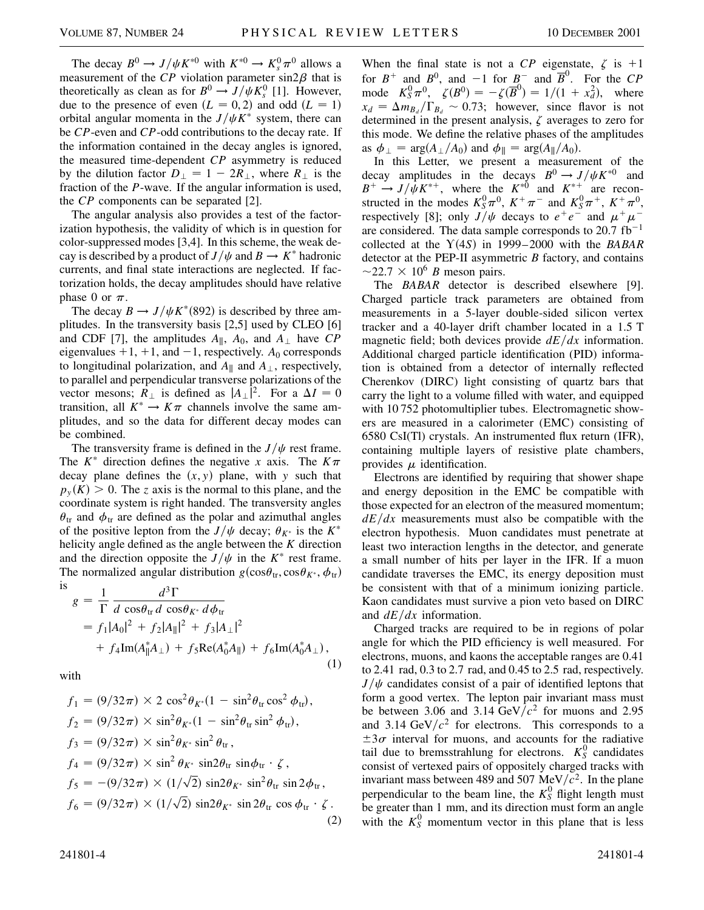The decay $B^0 \to J/\psi K^{*0}$ with $K^{*0} \to K_s^0 \pi^0$ allows a measurement of the *CP* violation parameter $\sin 2\beta$ that is theoretically as clean as for $B^0 \to J/\psi K_s^0$ [1]. However, due to the presence of even ($L = 0, 2$) and odd ($L = 1$) orbital angular momenta in the $J/\psi K^*$ system, there can be *CP*-even and *CP*-odd contributions to the decay rate. If the information contained in the decay angles is ignored, the measured time-dependent *CP* asymmetry is reduced by the dilution factor $D_\perp = 1 - 2R_\perp$, where $R_\perp$ is the fraction of the *P*-wave. If the angular information is used, the *CP* components can be separated [2].

The angular analysis also provides a test of the factorization hypothesis, the validity of which is in question for color-suppressed modes [3,4]. In this scheme, the weak decay is described by a product of $J/\psi$ and $B \to K^*$ hadronic currents, and final state interactions are neglected. If factorization holds, the decay amplitudes should have relative phase 0 or $\pi$.

The decay $B \to J/\psi K^*(892)$ is described by three amplitudes. In the transversity basis [2,5] used by CLEO [6] and CDF [7], the amplitudes $A_\parallel$, $A_0$, and $A_\perp$ have *CP* eigenvalues $+1$, $+1$, and $-1$, respectively. $A_0$ corresponds to longitudinal polarization, and $A_\parallel$ and $A_\perp$, respectively, to parallel and perpendicular transverse polarizations of the vector mesons; $R_\perp$ is defined as $|A_\perp|^2$. For a $\Delta I = 0$ transition, all $K^* \to K\pi$ channels involve the same amplitudes, and so the data for different decay modes can be combined.

The transversity frame is defined in the $J/\psi$ rest frame. The $K^*$ direction defines the negative $x$ axis. The $K\pi$ decay plane defines the $(x, y)$ plane, with $y$ such that $p_y(K) > 0$. The $z$ axis is the normal to this plane, and the coordinate system is right handed. The transversity angles $\theta_{\text{tr}}$ and $\phi_{\text{tr}}$ are defined as the polar and azimuthal angles of the positive lepton from the $J/\psi$ decay; $\theta_{K^*}$ is the $K^*$ helicity angle defined as the angle between the $K$ direction and the direction opposite the $J/\psi$ in the $K^*$ rest frame. The normalized angular distribution $g(\cos\theta_{\text{tr}}, \cos\theta_{K^*}, \phi_{\text{tr}})$ is

$$
\begin{aligned}
g &= \frac{1}{\Gamma} \frac{d^3\Gamma}{d\cos\theta_{\text{tr}}\, d\cos\theta_{K^*}\, d\phi_{\text{tr}}} \\
&= f_1|A_0|^2 + f_2|A_\parallel|^2 + f_3|A_\perp|^2 \\
&\quad + f_4 \text{Im}(A_\parallel^* A_\perp) + f_5 \text{Re}(A_0^* A_\parallel) + f_6 \text{Im}(A_0^* A_\perp), 
\end{aligned} \tag{1}
$$

with

$$
\begin{aligned}
f_1 &= (9/32\pi) \times 2\cos^2\theta_{K^*}(1 - \sin^2\theta_{\text{tr}}\cos^2\phi_{\text{tr}}), \\
f_2 &= (9/32\pi) \times \sin^2\theta_{K^*}(1 - \sin^2\theta_{\text{tr}}\sin^2\phi_{\text{tr}}), \\
f_3 &= (9/32\pi) \times \sin^2\theta_{K^*}\sin^2\theta_{\text{tr}}, \\
f_4 &= (9/32\pi) \times \sin^2\theta_{K^*}\sin 2\theta_{\text{tr}}\sin\phi_{\text{tr}} \cdot \zeta, \\
f_5 &= -(9/32\pi) \times (1/\sqrt{2})\sin 2\theta_{K^*}\sin^2\theta_{\text{tr}}\sin 2\phi_{\text{tr}}, \\
f_6 &= (9/32\pi) \times (1/\sqrt{2})\sin 2\theta_{K^*}\sin 2\theta_{\text{tr}}\cos\phi_{\text{tr}} \cdot \zeta.
\end{aligned} \tag{2}
$$

When the final state is not a *CP* eigenstate, $\zeta$ is $+1$ for $B^+$ and $B^0$, and $-1$ for $B^-$ and $\overline{B}^0$. For the *CP* mode $K_S^0\pi^0$, $\zeta(B^0) = -\zeta(\overline{B}^0) = 1/(1 + x_d^2)$, where $x_d = \Delta m_{B_d}/\Gamma_{B_d} \sim 0.73$; however, since flavor is not determined in the present analysis, $\zeta$ averages to zero for this mode. We define the relative phases of the amplitudes as $\phi_\perp = \arg(A_\perp/A_0)$ and $\phi_\parallel = \arg(A_\parallel/A_0)$.

In this Letter, we present a measurement of the decay amplitudes in the decays $B^0 \to J/\psi K^{*0}$ and $B^+ \to J/\psi K^{*+}$, where the $K^{*0}$ and $K^{*+}$ are reconstructed in the modes $K_S^0\pi^0$, $K^+\pi^-$ and $K_S^0\pi^+$, $K^+\pi^0$, respectively [8]; only $J/\psi$ decays to $e^+e^-$ and $\mu^+\mu^-$ are considered. The data sample corresponds to 20.7 fb$^{-1}$ collected at the $\Upsilon(4S)$ in 1999–2000 with the *BABAR* detector at the PEP-II asymmetric $B$ factory, and contains $\sim 22.7 \times 10^6$ $B$ meson pairs.

The *BABAR* detector is described elsewhere [9]. Charged particle track parameters are obtained from measurements in a 5-layer double-sided silicon vertex tracker and a 40-layer drift chamber located in a 1.5 T magnetic field; both devices provide $dE/dx$ information. Additional charged particle identification (PID) information is obtained from a detector of internally reflected Cherenkov (DIRC) light consisting of quartz bars that carry the light to a volume filled with water, and equipped with 10 752 photomultiplier tubes. Electromagnetic showers are measured in a calorimeter (EMC) consisting of 6580 CsI(Tl) crystals. An instrumented flux return (IFR), containing multiple layers of resistive plate chambers, provides $\mu$ identification.

Electrons are identified by requiring that shower shape and energy deposition in the EMC be compatible with those expected for an electron of the measured momentum; $dE/dx$ measurements must also be compatible with the electron hypothesis. Muon candidates must penetrate at least two interaction lengths in the detector, and generate a small number of hits per layer in the IFR. If a muon candidate traverses the EMC, its energy deposition must be consistent with that of a minimum ionizing particle. Kaon candidates must survive a pion veto based on DIRC and $dE/dx$ information.

Charged tracks are required to be in regions of polar angle for which the PID efficiency is well measured. For electrons, muons, and kaons the acceptable ranges are 0.41 to 2.41 rad, 0.3 to 2.7 rad, and 0.45 to 2.5 rad, respectively. $J/\psi$ candidates consist of a pair of identified leptons that form a good vertex. The lepton pair invariant mass must be between 3.06 and 3.14 GeV$/c^2$ for muons and 2.95 and 3.14 GeV$/c^2$ for electrons. This corresponds to a $\pm 3\sigma$ interval for muons, and accounts for the radiative tail due to bremsstrahlung for electrons. $K_S^0$ candidates consist of vertexed pairs of oppositely charged tracks with invariant mass between 489 and 507 MeV$/c^2$. In the plane perpendicular to the beam line, the $K_S^0$ flight length must be greater than 1 mm, and its direction must form an angle with the $K_S^0$ momentum vector in this plane that is less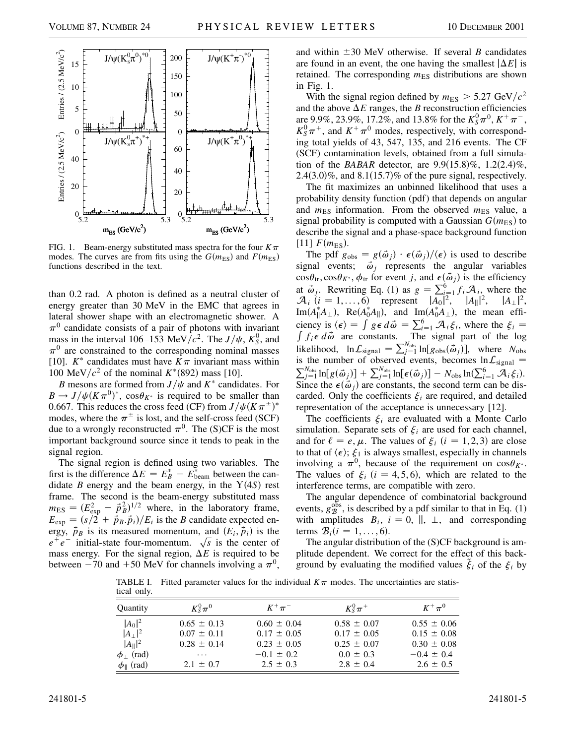FIG. 1. Beam-energy substituted mass spectra for the four $K\pi$ modes. The curves are from fits using the $G(m_{\rm ES})$ and $F(m_{\rm ES})$ functions described in the text.

than 0.2 rad. A photon is defined as a neutral cluster of energy greater than 30 MeV in the EMC that agrees in lateral shower shape with an electromagnetic shower. A $\pi^0$ candidate consists of a pair of photons with invariant mass in the interval 106–153 MeV/$c^2$. The $J/\psi$, $K_S^0$, and $\pi^0$ are constrained to the corresponding nominal masses [10]. $K^*$ candidates must have $K\pi$ invariant mass within 100 MeV/$c^2$ of the nominal $K^*(892)$ mass [10].

*B* mesons are formed from $J/\psi$ and $K^*$ candidates. For $B \to J/\psi(K\pi^0)^*$, $\cos\theta_{K^*}$ is required to be smaller than 0.667. This reduces the cross feed (CF) from $J/\psi(K\pi^\pm)^*$ modes, where the $\pi^\pm$ is lost, and the self-cross feed (SCF) due to a wrongly reconstructed $\pi^0$. The (S)CF is the most important background source since it tends to peak in the signal region.

The signal region is defined using two variables. The first is the difference $\Delta E = E_B^* - E_{\rm beam}^*$ between the candidate *B* energy and the beam energy, in the $\Upsilon(4S)$ rest frame. The second is the beam-energy substituted mass $m_{\rm ES} = (E_{\rm exp}^2 - \vec{p}_B^{\,2})^{1/2}$ where, in the laboratory frame, $E_{\rm exp} = (s/2 + \vec{p}_B . \vec{p}_i)/E_i$ is the *B* candidate expected energy, $\vec{p}_B$ is its measured momentum, and $(E_i, \vec{p}_i)$ is the $e^+e^-$ initial-state four-momentum. $\sqrt{s}$ is the center of mass energy. For the signal region, $\Delta E$ is required to be between $-70$ and $+50$ MeV for channels involving a $\pi^0$, and within $\pm 30$ MeV otherwise. If several *B* candidates are found in an event, the one having the smallest $|\Delta E|$ is retained. The corresponding $m_{\rm ES}$ distributions are shown in Fig. 1.

With the signal region defined by $m_{\rm ES} > 5.27$ GeV/$c^2$ and the above $\Delta E$ ranges, the *B* reconstruction efficiencies are 9.9%, 23.9%, 17.2%, and 13.8% for the $K_S^0\pi^0$, $K^+\pi^-$, $K_S^0\pi^+$, and $K^+\pi^0$ modes, respectively, with corresponding total yields of 43, 547, 135, and 216 events. The CF (SCF) contamination levels, obtained from a full simulation of the *BABAR* detector, are 9.9(15.8)%, 1.2(2.4)%, 2.4(3.0)%, and 8.1(15.7)% of the pure signal, respectively.

The fit maximizes an unbinned likelihood that uses a probability density function (pdf) that depends on angular and $m_{\rm ES}$ information. From the observed $m_{\rm ES}$ value, a signal probability is computed with a Gaussian $G(m_{\rm ES})$ to describe the signal and a phase-space background function [11] $F(m_{\rm ES})$.

The pdf $g_{\rm obs} = g(\vec{\omega}_j) \cdot \epsilon(\vec{\omega}_j)/\langle\epsilon\rangle$ is used to describe signal events; $\vec{\omega}_j$ represents the angular variables $\cos\theta_{\rm tr}, \cos\theta_{K^*}, \phi_{\rm tr}$ for event *j*, and $\epsilon(\vec{\omega}_j)$ is the efficiency at $\vec{\omega}_j$. Rewriting Eq. (1) as $g = \sum_{i=1}^{6} f_i \mathcal{A}_i$, where the $\mathcal{A}_i$ $(i = 1,\ldots,6)$ represent $|A_0|^2$, $|A_\parallel|^2$, $|A_\perp|^2$, ${\rm Im}(A_\parallel^* A_\perp)$, ${\rm Re}(A_0^* A_\parallel)$, and ${\rm Im}(A_0^* A_\perp)$, the mean efficiency is $\langle\epsilon\rangle = \int g\epsilon\, d\vec{\omega} = \sum_{i=1}^{6} \mathcal{A}_i \xi_i$, where the $\xi_i = \int f_i \epsilon\, d\vec{\omega}$ are constants. The signal part of the log likelihood, $\ln\mathcal{L}_{\rm signal} = \sum_{j=1}^{N_{\rm obs}} \ln[g_{\rm obs}(\vec{\omega}_j)]$, where $N_{\rm obs}$ is the number of observed events, becomes $\ln\mathcal{L}_{\rm signal} = \sum_{j=1}^{N_{\rm obs}} \ln[g(\vec{\omega}_j)] + \sum_{j=1}^{N_{\rm obs}} \ln[\epsilon(\vec{\omega}_j)] - N_{\rm obs}\ln(\sum_{i=1}^{6} \mathcal{A}_i \xi_i)$. Since the $\epsilon(\vec{\omega}_j)$ are constants, the second term can be discarded. Only the coefficients $\xi_i$ are required, and detailed representation of the acceptance is unnecessary [12].

The coefficients $\xi_i$ are evaluated with a Monte Carlo simulation. Separate sets of $\xi_i$ are used for each channel, and for $\ell = e, \mu$. The values of $\xi_i$ $(i = 1, 2, 3)$ are close to that of $\langle\epsilon\rangle$; $\xi_1$ is always smallest, especially in channels involving a $\pi^0$, because of the requirement on $\cos\theta_{K^*}$. The values of $\xi_i$ $(i = 4, 5, 6)$, which are related to the interference terms, are compatible with zero.

The angular dependence of combinatorial background events, $g_{\mathcal{B}}^{\rm obs}$, is described by a pdf similar to that in Eq. (1) with amplitudes $B_i$, $i = 0, \parallel, \perp$, and corresponding terms $\mathcal{B}_i (i = 1,\ldots,6)$.

The angular distribution of the (S)CF background is amplitude dependent. We correct for the effect of this background by evaluating the modified values $\tilde{\xi}_i$ of the $\xi_i$ by

TABLE I. Fitted parameter values for the individual $K\pi$ modes. The uncertainties are statistical only.

| Quantity | $K_S^0\pi^0$ | $K^+\pi^-$ | $K_S^0\pi^+$ | $K^+\pi^0$ |
|---|---|---|---|---|
| $\lvert A_0\rvert^2$ | $0.65 \pm 0.13$ | $0.60 \pm 0.04$ | $0.58 \pm 0.07$ | $0.55 \pm 0.06$ |
| $\lvert A_\perp\rvert^2$ | $0.07 \pm 0.11$ | $0.17 \pm 0.05$ | $0.17 \pm 0.05$ | $0.15 \pm 0.08$ |
| $\lvert A_\parallel\rvert^2$ | $0.28 \pm 0.14$ | $0.23 \pm 0.05$ | $0.25 \pm 0.07$ | $0.30 \pm 0.08$ |
| $\phi_\perp$ (rad) | $\cdots$ | $-0.1 \pm 0.2$ | $0.0 \pm 0.3$ | $-0.4 \pm 0.4$ |
| $\phi_\parallel$ (rad) | $2.1 \pm 0.7$ | $2.5 \pm 0.3$ | $2.8 \pm 0.4$ | $2.6 \pm 0.5$ |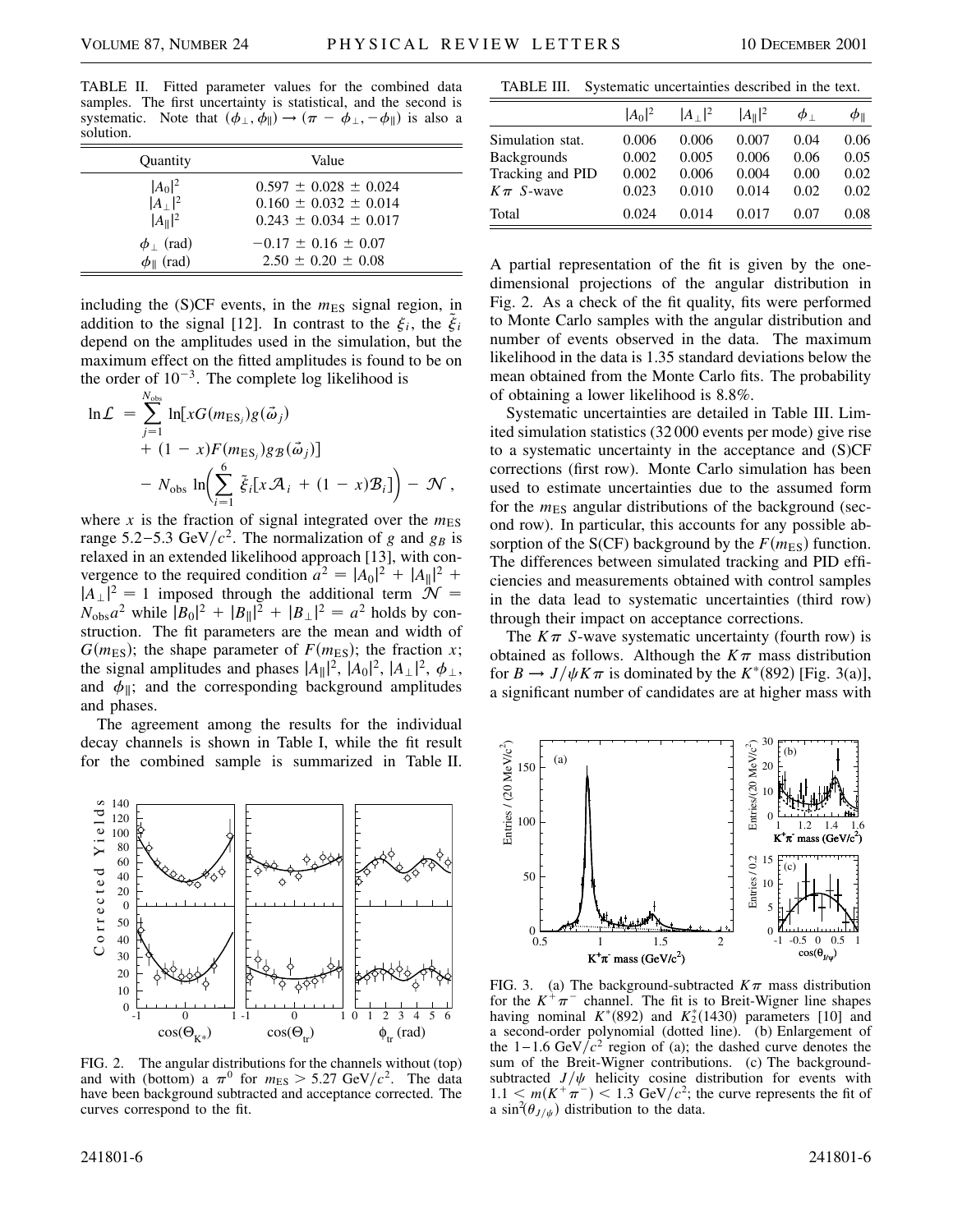TABLE II. Fitted parameter values for the combined data samples. The first uncertainty is statistical, and the second is systematic. Note that $(\phi_\perp, \phi_\parallel) \to (\pi - \phi_\perp, -\phi_\parallel)$ is also a solution.

| Quantity | Value |
|---|---|
| $\lvert A_0\rvert^2$ | $0.597 \pm 0.028 \pm 0.024$ |
| $\lvert A_\perp\rvert^2$ | $0.160 \pm 0.032 \pm 0.014$ |
| $\lvert A_\parallel\rvert^2$ | $0.243 \pm 0.034 \pm 0.017$ |
| $\phi_\perp$ (rad) | $-0.17 \pm 0.16 \pm 0.07$ |
| $\phi_\parallel$ (rad) | $2.50 \pm 0.20 \pm 0.08$ |

including the (S)CF events, in the $m_{\rm ES}$ signal region, in addition to the signal [12]. In contrast to the $\xi_i$, the $\tilde{\xi}_i$ depend on the amplitudes used in the simulation, but the maximum effect on the fitted amplitudes is found to be on the order of $10^{-3}$. The complete log likelihood is

$$
\begin{aligned}
\ln \mathcal{L} = & \sum_{j=1}^{N_{\rm obs}} \ln[xG(m_{{\rm ES}_j})g(\vec{\omega}_j) \\
& + (1-x)F(m_{{\rm ES}_j})g_{\mathcal{B}}(\vec{\omega}_j)] \\
& - N_{\rm obs} \ln\left(\sum_{i=1}^{6} \tilde{\xi}_i[x\mathcal{A}_i + (1-x)\mathcal{B}_i]\right) - \mathcal{N},
\end{aligned}
$$

where $x$ is the fraction of signal integrated over the $m_{\rm ES}$ range 5.2–5.3 GeV$/c^2$. The normalization of $g$ and $g_B$ is relaxed in an extended likelihood approach [13], with convergence to the required condition $a^2 = |A_0|^2 + |A_\parallel|^2 + |A_\perp|^2 = 1$ imposed through the additional term $\mathcal{N} = N_{\rm obs}a^2$ while $|B_0|^2 + |B_\parallel|^2 + |B_\perp|^2 = a^2$ holds by construction. The fit parameters are the mean and width of $G(m_{\rm ES})$; the shape parameter of $F(m_{\rm ES})$; the fraction $x$; the signal amplitudes and phases $|A_\parallel|^2$, $|A_0|^2$, $|A_\perp|^2$, $\phi_\perp$, and $\phi_\parallel$; and the corresponding background amplitudes and phases.

The agreement among the results for the individual decay channels is shown in Table I, while the fit result for the combined sample is summarized in Table II.

FIG. 2. The angular distributions for the channels without (top) and with (bottom) a $\pi^0$ for $m_{\rm ES} > 5.27$ GeV$/c^2$. The data have been background subtracted and acceptance corrected. The curves correspond to the fit.

TABLE III. Systematic uncertainties described in the text.

| | $\lvert A_0\rvert^2$ | $\lvert A_\perp\rvert^2$ | $\lvert A_\parallel\rvert^2$ | $\phi_\perp$ | $\phi_\parallel$ |
|---|---|---|---|---|---|
| Simulation stat. | 0.006 | 0.006 | 0.007 | 0.04 | 0.06 |
| Backgrounds | 0.002 | 0.005 | 0.006 | 0.06 | 0.05 |
| Tracking and PID | 0.002 | 0.006 | 0.004 | 0.00 | 0.02 |
| $K\pi$ $S$-wave | 0.023 | 0.010 | 0.014 | 0.02 | 0.02 |
| Total | 0.024 | 0.014 | 0.017 | 0.07 | 0.08 |

A partial representation of the fit is given by the one-dimensional projections of the angular distribution in Fig. 2. As a check of the fit quality, fits were performed to Monte Carlo samples with the angular distribution and number of events observed in the data. The maximum likelihood in the data is 1.35 standard deviations below the mean obtained from the Monte Carlo fits. The probability of obtaining a lower likelihood is 8.8%.

Systematic uncertainties are detailed in Table III. Limited simulation statistics (32 000 events per mode) give rise to a systematic uncertainty in the acceptance and (S)CF corrections (first row). Monte Carlo simulation has been used to estimate uncertainties due to the assumed form for the $m_{\rm ES}$ angular distributions of the background (second row). In particular, this accounts for any possible absorption of the S(CF) background by the $F(m_{\rm ES})$ function. The differences between simulated tracking and PID efficiencies and measurements obtained with control samples in the data lead to systematic uncertainties (third row) through their impact on acceptance corrections.

The $K\pi$ $S$-wave systematic uncertainty (fourth row) is obtained as follows. Although the $K\pi$ mass distribution for $B \to J/\psi K\pi$ is dominated by the $K^*(892)$ [Fig. 3(a)], a significant number of candidates are at higher mass with

FIG. 3. (a) The background-subtracted $K\pi$ mass distribution for the $K^+\pi^-$ channel. The fit is to Breit-Wigner line shapes having nominal $K^*(892)$ and $K_2^*(1430)$ parameters [10] and a second-order polynomial (dotted line). (b) Enlargement of the 1–1.6 GeV$/c^2$ region of (a); the dashed curve denotes the sum of the Breit-Wigner contributions. (c) The background-subtracted $J/\psi$ helicity cosine distribution for events with $1.1 < m(K^+\pi^-) < 1.3$ GeV$/c^2$; the curve represents the fit of a $\sin^2(\theta_{J/\psi})$ distribution to the data.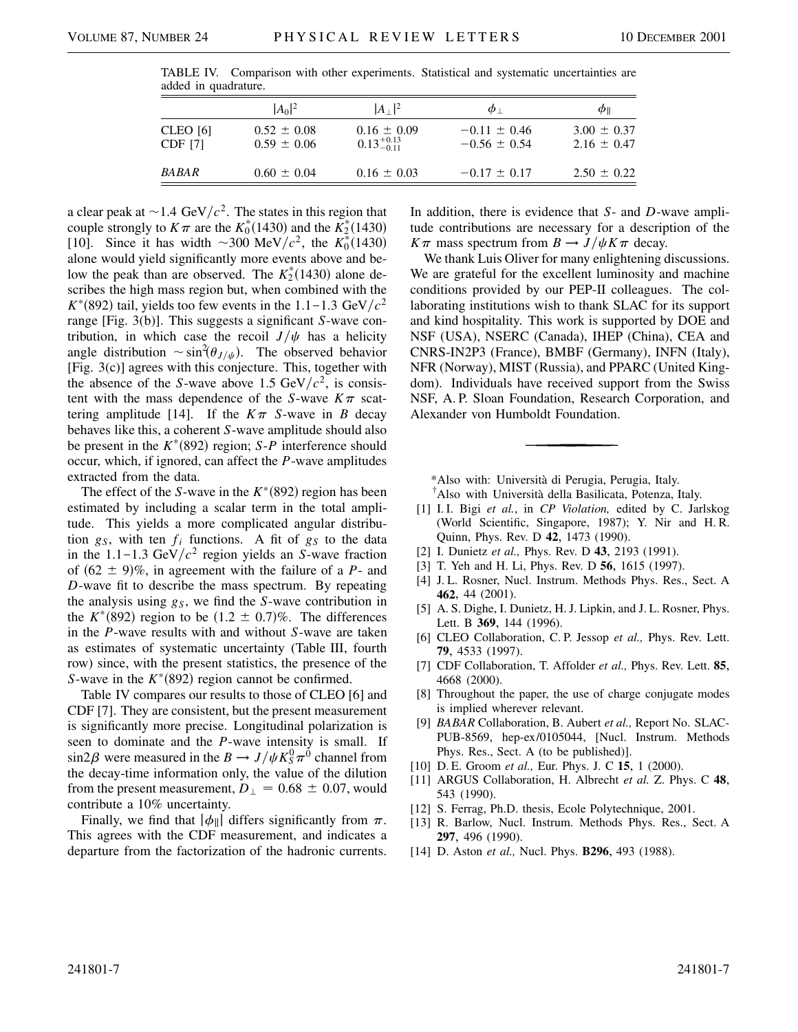TABLE IV. Comparison with other experiments. Statistical and systematic uncertainties are added in quadrature.

| | $\|A_0\|^2$ | $\|A_\perp\|^2$ | $\phi_\perp$ | $\phi_\parallel$ |
|---|---|---|---|---|
| CLEO [6] | $0.52 \pm 0.08$ | $0.16 \pm 0.09$ | $-0.11 \pm 0.46$ | $3.00 \pm 0.37$ |
| CDF [7] | $0.59 \pm 0.06$ | $0.13^{+0.13}_{-0.11}$ | $-0.56 \pm 0.54$ | $2.16 \pm 0.47$ |
| *BABAR* | $0.60 \pm 0.04$ | $0.16 \pm 0.03$ | $-0.17 \pm 0.17$ | $2.50 \pm 0.22$ |

a clear peak at $\sim 1.4$ GeV$/c^2$. The states in this region that couple strongly to $K\pi$ are the $K_0^*(1430)$ and the $K_2^*(1430)$ [10]. Since it has width $\sim 300$ MeV$/c^2$, the $K_0^*(1430)$ alone would yield significantly more events above and below the peak than are observed. The $K_2^*(1430)$ alone describes the high mass region but, when combined with the $K^*(892)$ tail, yields too few events in the 1.1–1.3 GeV$/c^2$ range [Fig. 3(b)]. This suggests a significant $S$-wave contribution, in which case the recoil $J/\psi$ has a helicity angle distribution $\sim \sin^2(\theta_{J/\psi})$. The observed behavior [Fig. 3(c)] agrees with this conjecture. This, together with the absence of the $S$-wave above 1.5 GeV$/c^2$, is consistent with the mass dependence of the $S$-wave $K\pi$ scattering amplitude [14]. If the $K\pi$ $S$-wave in $B$ decay behaves like this, a coherent $S$-wave amplitude should also be present in the $K^*(892)$ region; $S$-$P$ interference should occur, which, if ignored, can affect the $P$-wave amplitudes extracted from the data.

The effect of the $S$-wave in the $K^*(892)$ region has been estimated by including a scalar term in the total amplitude. This yields a more complicated angular distribution $g_S$, with ten $f_i$ functions. A fit of $g_S$ to the data in the 1.1–1.3 GeV$/c^2$ region yields an $S$-wave fraction of $(62 \pm 9)\%$, in agreement with the failure of a $P$- and $D$-wave fit to describe the mass spectrum. By repeating the analysis using $g_S$, we find the $S$-wave contribution in the $K^*(892)$ region to be $(1.2 \pm 0.7)\%$. The differences in the $P$-wave results with and without $S$-wave are taken as estimates of systematic uncertainty (Table III, fourth row) since, with the present statistics, the presence of the $S$-wave in the $K^*(892)$ region cannot be confirmed.

Table IV compares our results to those of CLEO [6] and CDF [7]. They are consistent, but the present measurement is significantly more precise. Longitudinal polarization is seen to dominate and the $P$-wave intensity is small. If $\sin 2\beta$ were measured in the $B \to J/\psi K_S^0 \pi^0$ channel from the decay-time information only, the value of the dilution from the present measurement, $D_\perp = 0.68 \pm 0.07$, would contribute a 10% uncertainty.

Finally, we find that $|\phi_\parallel|$ differs significantly from $\pi$. This agrees with the CDF measurement, and indicates a departure from the factorization of the hadronic currents. In addition, there is evidence that $S$- and $D$-wave amplitude contributions are necessary for a description of the $K\pi$ mass spectrum from $B \to J/\psi K\pi$ decay.

We thank Luis Oliver for many enlightening discussions. We are grateful for the excellent luminosity and machine conditions provided by our PEP-II colleagues. The collaborating institutions wish to thank SLAC for its support and kind hospitality. This work is supported by DOE and NSF (USA), NSERC (Canada), IHEP (China), CEA and CNRS-IN2P3 (France), BMBF (Germany), INFN (Italy), NFR (Norway), MIST (Russia), and PPARC (United Kingdom). Individuals have received support from the Swiss NSF, A. P. Sloan Foundation, Research Corporation, and Alexander von Humboldt Foundation.

---

*Also with: Università di Perugia, Perugia, Italy.

†Also with Università della Basilicata, Potenza, Italy.

[1] I. I. Bigi *et al.*, in *CP Violation,* edited by C. Jarlskog (World Scientific, Singapore, 1987); Y. Nir and H. R. Quinn, Phys. Rev. D **42**, 1473 (1990).

[2] I. Dunietz *et al.,* Phys. Rev. D **43**, 2193 (1991).

[3] T. Yeh and H. Li, Phys. Rev. D **56**, 1615 (1997).

[4] J. L. Rosner, Nucl. Instrum. Methods Phys. Res., Sect. A **462**, 44 (2001).

[5] A. S. Dighe, I. Dunietz, H. J. Lipkin, and J. L. Rosner, Phys. Lett. B **369**, 144 (1996).

[6] CLEO Collaboration, C. P. Jessop *et al.,* Phys. Rev. Lett. **79**, 4533 (1997).

[7] CDF Collaboration, T. Affolder *et al.,* Phys. Rev. Lett. **85**, 4668 (2000).

[8] Throughout the paper, the use of charge conjugate modes is implied wherever relevant.

[9] *BABAR* Collaboration, B. Aubert *et al.,* Report No. SLAC-PUB-8569, hep-ex/0105044, [Nucl. Instrum. Methods Phys. Res., Sect. A (to be published)].

[10] D. E. Groom *et al.,* Eur. Phys. J. C **15**, 1 (2000).

[11] ARGUS Collaboration, H. Albrecht *et al.* Z. Phys. C **48**, 543 (1990).

[12] S. Ferrag, Ph.D. thesis, Ecole Polytechnique, 2001.

[13] R. Barlow, Nucl. Instrum. Methods Phys. Res., Sect. A **297**, 496 (1990).

[14] D. Aston *et al.,* Nucl. Phys. **B296**, 493 (1988).